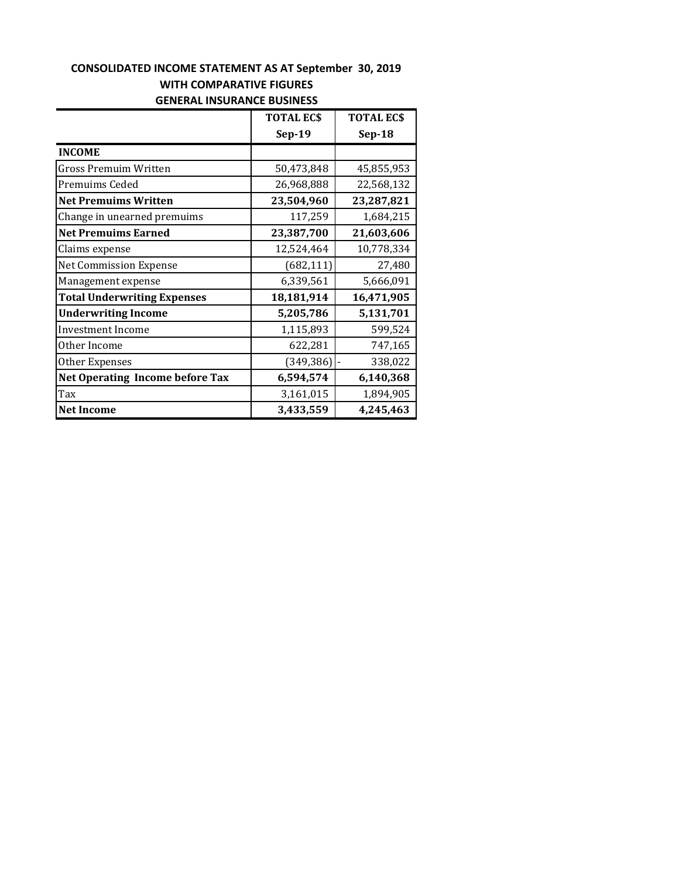**CONSOLIDATED INCOME STATEMENT AS AT September 30, 2019**
**WITH COMPARATIVE FIGURES**
**GENERAL INSURANCE BUSINESS**

| | **TOTAL EC$ Sep-19** | **TOTAL EC$ Sep-18** |
|---|---|---|
| **INCOME** | | |
| Gross Premuim Written | 50,473,848 | 45,855,953 |
| Premuims Ceded | 26,968,888 | 22,568,132 |
| **Net Premuims Written** | **23,504,960** | **23,287,821** |
| Change in unearned premuims | 117,259 | 1,684,215 |
| **Net Premuims Earned** | **23,387,700** | **21,603,606** |
| Claims expense | 12,524,464 | 10,778,334 |
| Net Commission Expense | (682,111) | 27,480 |
| Management expense | 6,339,561 | 5,666,091 |
| **Total Underwriting Expenses** | **18,181,914** | **16,471,905** |
| **Underwriting Income** | **5,205,786** | **5,131,701** |
| Investment Income | 1,115,893 | 599,524 |
| Other Income | 622,281 | 747,165 |
| Other Expenses | (349,386) | - 338,022 |
| **Net Operating Income before Tax** | **6,594,574** | **6,140,368** |
| Tax | 3,161,015 | 1,894,905 |
| **Net Income** | **3,433,559** | **4,245,463** |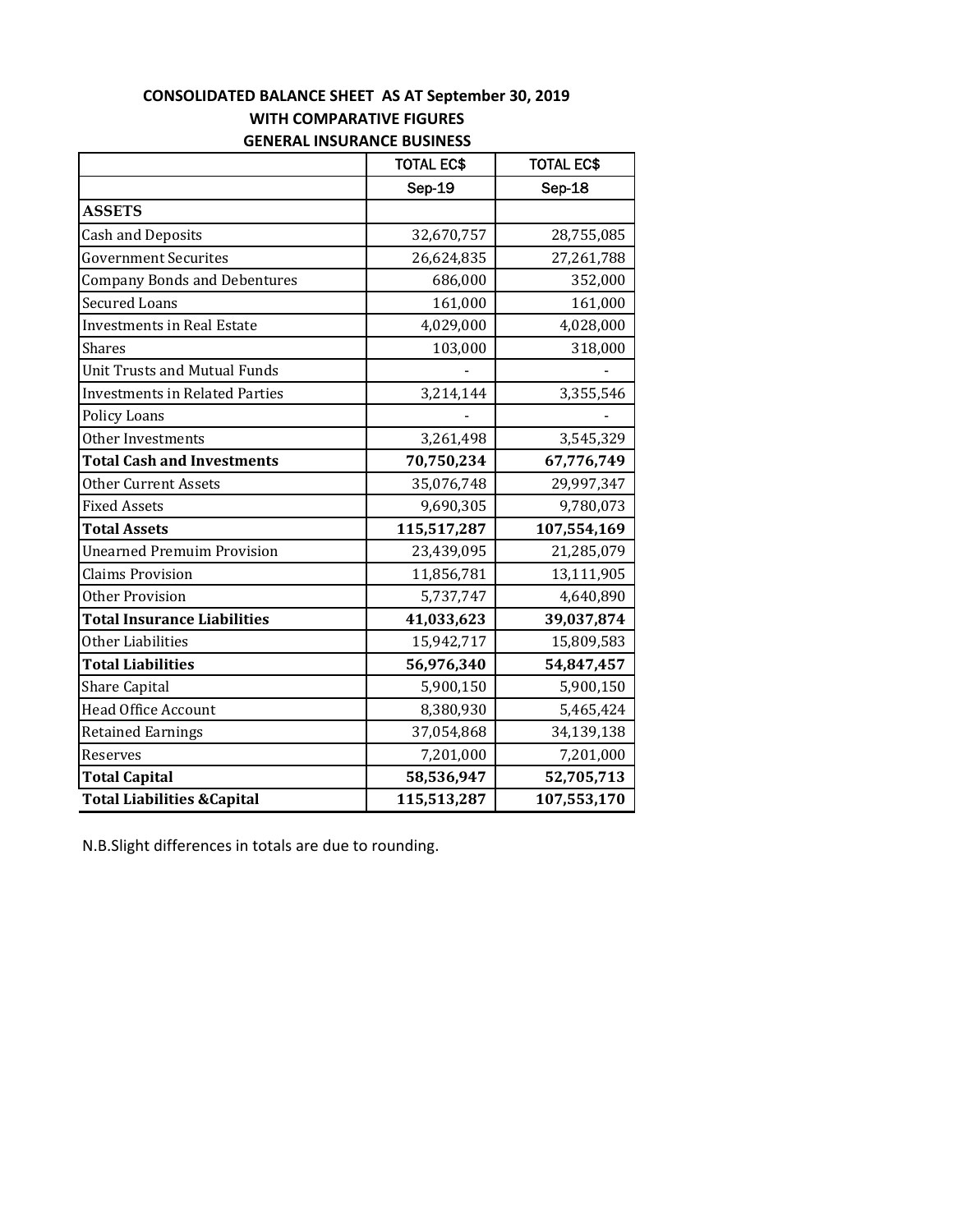**CONSOLIDATED BALANCE SHEET AS AT September 30, 2019**
**WITH COMPARATIVE FIGURES**
**GENERAL INSURANCE BUSINESS**

| | TOTAL EC$ | TOTAL EC$ |
|---|---|---|
| | Sep-19 | Sep-18 |
| **ASSETS** | | |
| Cash and Deposits | 32,670,757 | 28,755,085 |
| Government Securites | 26,624,835 | 27,261,788 |
| Company Bonds and Debentures | 686,000 | 352,000 |
| Secured Loans | 161,000 | 161,000 |
| Investments in Real Estate | 4,029,000 | 4,028,000 |
| Shares | 103,000 | 318,000 |
| Unit Trusts and Mutual Funds | - | - |
| Investments in Related Parties | 3,214,144 | 3,355,546 |
| Policy Loans | - | - |
| Other Investments | 3,261,498 | 3,545,329 |
| **Total Cash and Investments** | **70,750,234** | **67,776,749** |
| Other Current Assets | 35,076,748 | 29,997,347 |
| Fixed Assets | 9,690,305 | 9,780,073 |
| **Total Assets** | **115,517,287** | **107,554,169** |
| Unearned Premuim Provision | 23,439,095 | 21,285,079 |
| Claims Provision | 11,856,781 | 13,111,905 |
| Other Provision | 5,737,747 | 4,640,890 |
| **Total Insurance Liabilities** | **41,033,623** | **39,037,874** |
| Other Liabilities | 15,942,717 | 15,809,583 |
| **Total Liabilities** | **56,976,340** | **54,847,457** |
| Share Capital | 5,900,150 | 5,900,150 |
| Head Office Account | 8,380,930 | 5,465,424 |
| Retained Earnings | 37,054,868 | 34,139,138 |
| Reserves | 7,201,000 | 7,201,000 |
| **Total Capital** | **58,536,947** | **52,705,713** |
| **Total Liabilities &Capital** | **115,513,287** | **107,553,170** |

N.B.Slight differences in totals are due to rounding.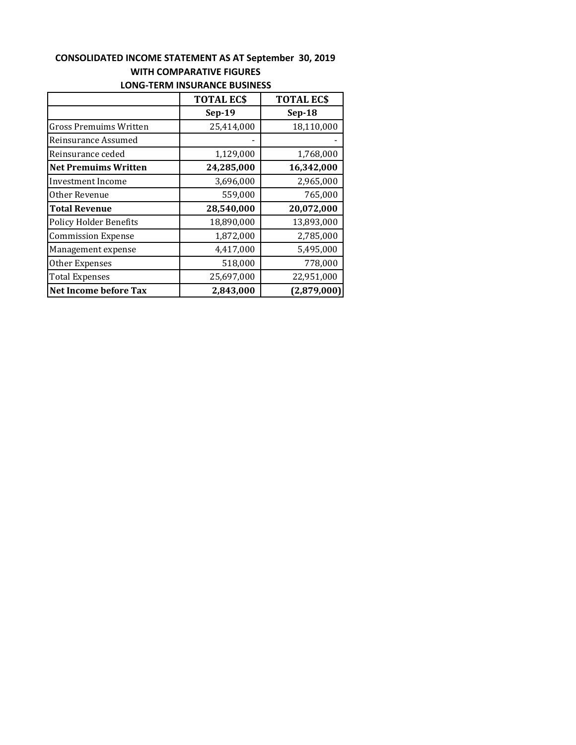**CONSOLIDATED INCOME STATEMENT AS AT September 30, 2019**
**WITH COMPARATIVE FIGURES**
**LONG-TERM INSURANCE BUSINESS**

| | **TOTAL EC$** | **TOTAL EC$** |
|---|---|---|
| | **Sep-19** | **Sep-18** |
| Gross Premuims Written | 25,414,000 | 18,110,000 |
| Reinsurance Assumed | - | - |
| Reinsurance ceded | 1,129,000 | 1,768,000 |
| **Net Premuims Written** | **24,285,000** | **16,342,000** |
| Investment Income | 3,696,000 | 2,965,000 |
| Other Revenue | 559,000 | 765,000 |
| **Total Revenue** | **28,540,000** | **20,072,000** |
| Policy Holder Benefits | 18,890,000 | 13,893,000 |
| Commission Expense | 1,872,000 | 2,785,000 |
| Management expense | 4,417,000 | 5,495,000 |
| Other Expenses | 518,000 | 778,000 |
| Total Expenses | 25,697,000 | 22,951,000 |
| **Net Income before Tax** | **2,843,000** | **(2,879,000)** |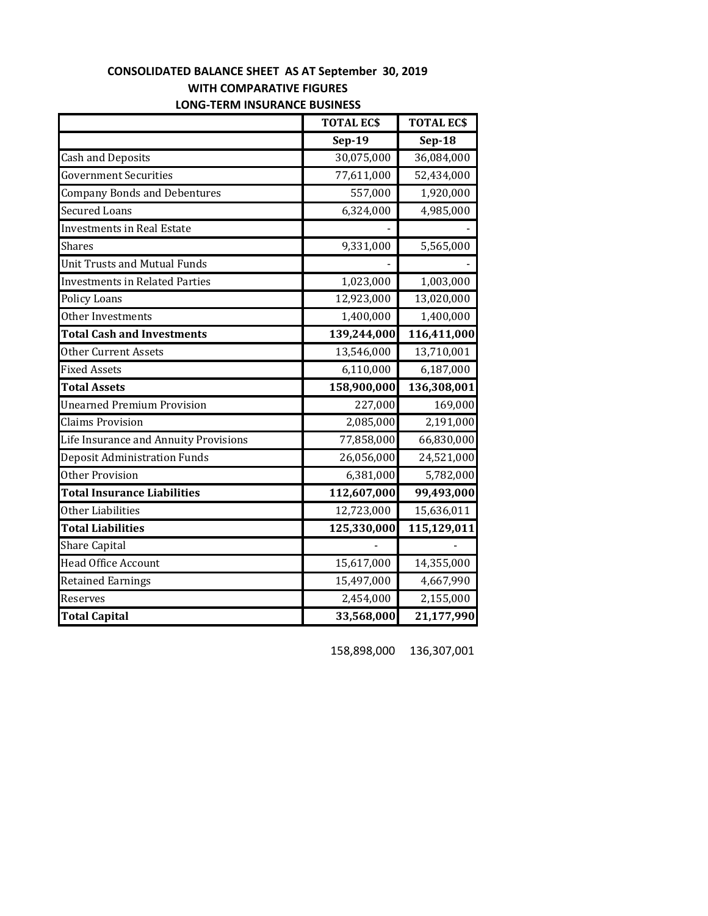**CONSOLIDATED BALANCE SHEET AS AT September 30, 2019**
**WITH COMPARATIVE FIGURES**
**LONG-TERM INSURANCE BUSINESS**

| | TOTAL EC$ | TOTAL EC$ |
|---|---|---|
| | **Sep-19** | **Sep-18** |
| Cash and Deposits | 30,075,000 | 36,084,000 |
| Government Securities | 77,611,000 | 52,434,000 |
| Company Bonds and Debentures | 557,000 | 1,920,000 |
| Secured Loans | 6,324,000 | 4,985,000 |
| Investments in Real Estate | - | - |
| Shares | 9,331,000 | 5,565,000 |
| Unit Trusts and Mutual Funds | - | - |
| Investments in Related Parties | 1,023,000 | 1,003,000 |
| Policy Loans | 12,923,000 | 13,020,000 |
| Other Investments | 1,400,000 | 1,400,000 |
| **Total Cash and Investments** | **139,244,000** | **116,411,000** |
| Other Current Assets | 13,546,000 | 13,710,001 |
| Fixed Assets | 6,110,000 | 6,187,000 |
| **Total Assets** | **158,900,000** | **136,308,001** |
| Unearned Premium Provision | 227,000 | 169,000 |
| Claims Provision | 2,085,000 | 2,191,000 |
| Life Insurance and Annuity Provisions | 77,858,000 | 66,830,000 |
| Deposit Administration Funds | 26,056,000 | 24,521,000 |
| Other Provision | 6,381,000 | 5,782,000 |
| **Total Insurance Liabilities** | **112,607,000** | **99,493,000** |
| Other Liabilities | 12,723,000 | 15,636,011 |
| **Total Liabilities** | **125,330,000** | **115,129,011** |
| Share Capital | - | - |
| Head Office Account | 15,617,000 | 14,355,000 |
| Retained Earnings | 15,497,000 | 4,667,990 |
| Reserves | 2,454,000 | 2,155,000 |
| **Total Capital** | **33,568,000** | **21,177,990** |
| | 158,898,000 | 136,307,001 |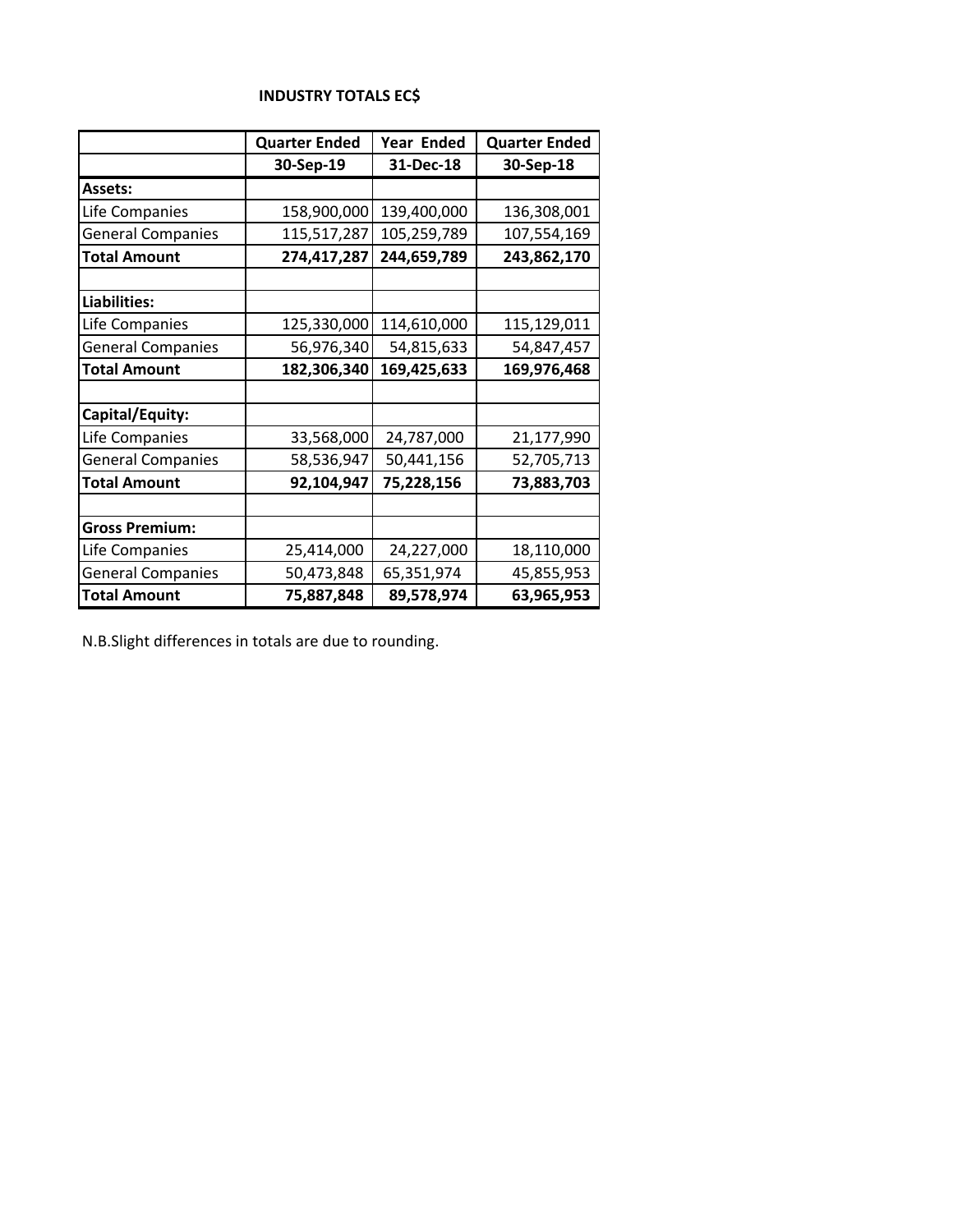**INDUSTRY TOTALS EC$**

| | Quarter Ended | Year Ended | Quarter Ended |
|---|---|---|---|
| | 30-Sep-19 | 31-Dec-18 | 30-Sep-18 |
| **Assets:** | | | |
| Life Companies | 158,900,000 | 139,400,000 | 136,308,001 |
| General Companies | 115,517,287 | 105,259,789 | 107,554,169 |
| **Total Amount** | **274,417,287** | **244,659,789** | **243,862,170** |
| | | | |
| **Liabilities:** | | | |
| Life Companies | 125,330,000 | 114,610,000 | 115,129,011 |
| General Companies | 56,976,340 | 54,815,633 | 54,847,457 |
| **Total Amount** | **182,306,340** | **169,425,633** | **169,976,468** |
| | | | |
| **Capital/Equity:** | | | |
| Life Companies | 33,568,000 | 24,787,000 | 21,177,990 |
| General Companies | 58,536,947 | 50,441,156 | 52,705,713 |
| **Total Amount** | **92,104,947** | **75,228,156** | **73,883,703** |
| | | | |
| **Gross Premium:** | | | |
| Life Companies | 25,414,000 | 24,227,000 | 18,110,000 |
| General Companies | 50,473,848 | 65,351,974 | 45,855,953 |
| **Total Amount** | **75,887,848** | **89,578,974** | **63,965,953** |

N.B.Slight differences in totals are due to rounding.